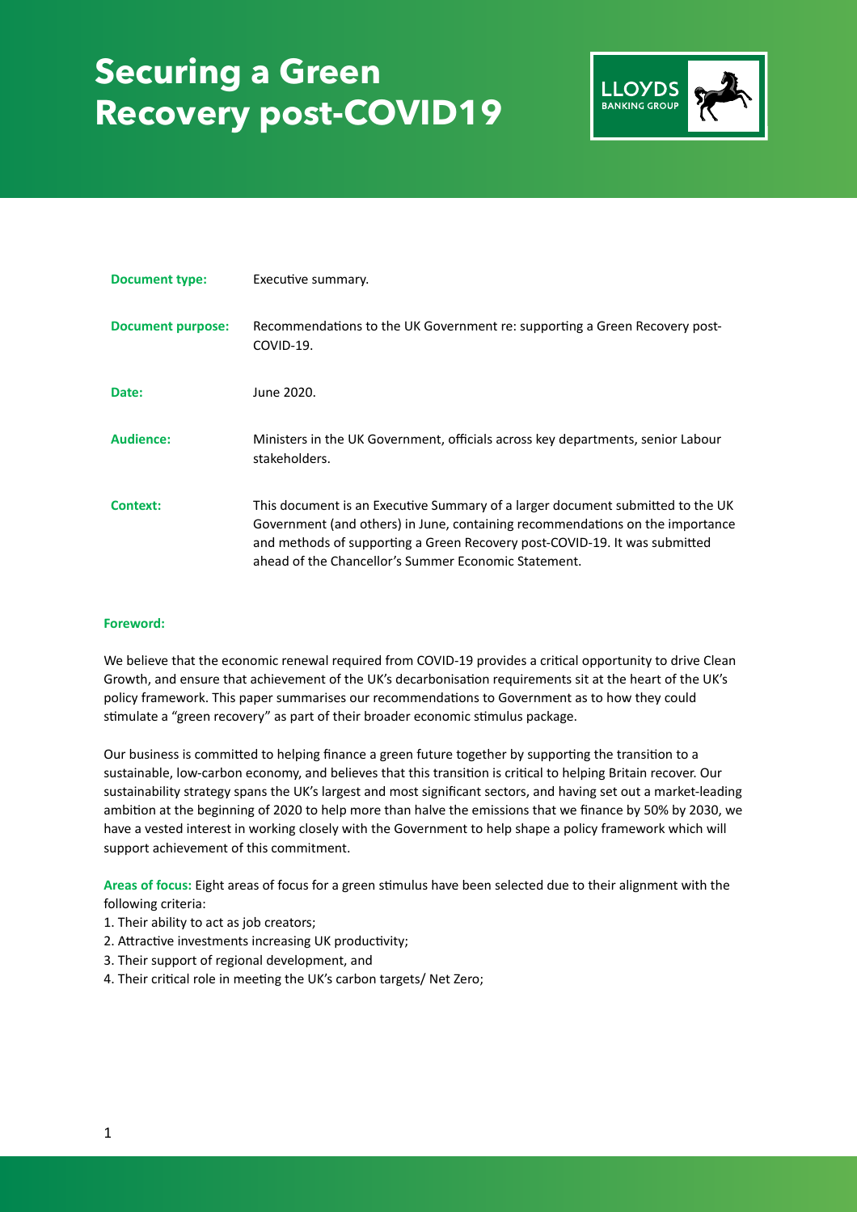# Securing a Green Recovery post-COVID19

LLOYDS BANKING GROUP

| | |
|---|---|
| **Document type:** | Executive summary. |
| **Document purpose:** | Recommendations to the UK Government re: supporting a Green Recovery post-COVID-19. |
| **Date:** | June 2020. |
| **Audience:** | Ministers in the UK Government, officials across key departments, senior Labour stakeholders. |
| **Context:** | This document is an Executive Summary of a larger document submitted to the UK Government (and others) in June, containing recommendations on the importance and methods of supporting a Green Recovery post-COVID-19. It was submitted ahead of the Chancellor's Summer Economic Statement. |

**Foreword:**

We believe that the economic renewal required from COVID-19 provides a critical opportunity to drive Clean Growth, and ensure that achievement of the UK's decarbonisation requirements sit at the heart of the UK's policy framework. This paper summarises our recommendations to Government as to how they could stimulate a "green recovery" as part of their broader economic stimulus package.

Our business is committed to helping finance a green future together by supporting the transition to a sustainable, low-carbon economy, and believes that this transition is critical to helping Britain recover. Our sustainability strategy spans the UK's largest and most significant sectors, and having set out a market-leading ambition at the beginning of 2020 to help more than halve the emissions that we finance by 50% by 2030, we have a vested interest in working closely with the Government to help shape a policy framework which will support achievement of this commitment.

**Areas of focus:** Eight areas of focus for a green stimulus have been selected due to their alignment with the following criteria:

1. Their ability to act as job creators;
2. Attractive investments increasing UK productivity;
3. Their support of regional development, and
4. Their critical role in meeting the UK's carbon targets/ Net Zero;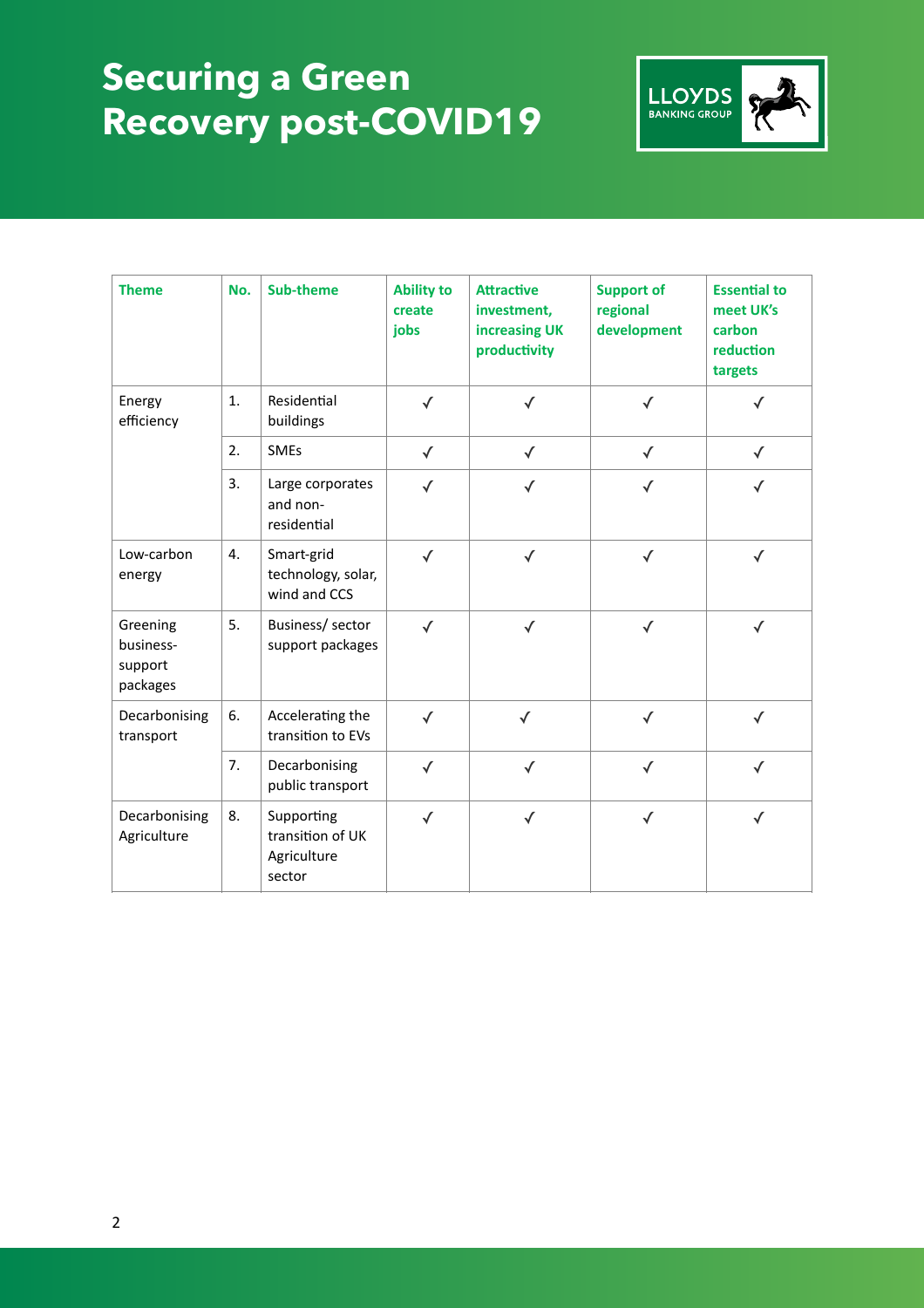# Securing a Green Recovery post-COVID19

| Theme | No. | Sub-theme | Ability to create jobs | Attractive investment, increasing UK productivity | Support of regional development | Essential to meet UK's carbon reduction targets |
|---|---|---|---|---|---|---|
| Energy efficiency | 1. | Residential buildings | ✓ | ✓ | ✓ | ✓ |
| | 2. | SMEs | ✓ | ✓ | ✓ | ✓ |
| | 3. | Large corporates and non-residential | ✓ | ✓ | ✓ | ✓ |
| Low-carbon energy | 4. | Smart-grid technology, solar, wind and CCS | ✓ | ✓ | ✓ | ✓ |
| Greening business-support packages | 5. | Business/ sector support packages | ✓ | ✓ | ✓ | ✓ |
| Decarbonising transport | 6. | Accelerating the transition to EVs | ✓ | ✓ | ✓ | ✓ |
| | 7. | Decarbonising public transport | ✓ | ✓ | ✓ | ✓ |
| Decarbonising Agriculture | 8. | Supporting transition of UK Agriculture sector | ✓ | ✓ | ✓ | ✓ |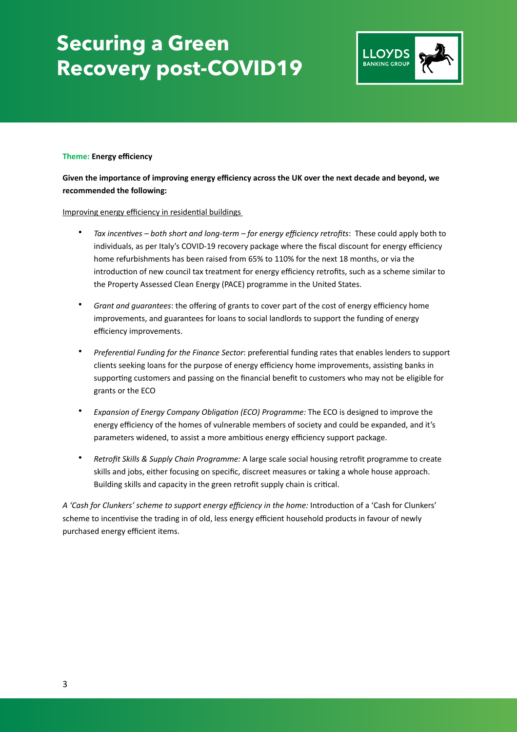# Securing a Green Recovery post-COVID19

**Theme: Energy efficiency**

**Given the importance of improving energy efficiency across the UK over the next decade and beyond, we recommended the following:**

Improving energy efficiency in residential buildings

- *Tax incentives – both short and long-term – for energy efficiency retrofits*: These could apply both to individuals, as per Italy's COVID-19 recovery package where the fiscal discount for energy efficiency home refurbishments has been raised from 65% to 110% for the next 18 months, or via the introduction of new council tax treatment for energy efficiency retrofits, such as a scheme similar to the Property Assessed Clean Energy (PACE) programme in the United States.

- *Grant and guarantees*: the offering of grants to cover part of the cost of energy efficiency home improvements, and guarantees for loans to social landlords to support the funding of energy efficiency improvements.

- *Preferential Funding for the Finance Sector*: preferential funding rates that enables lenders to support clients seeking loans for the purpose of energy efficiency home improvements, assisting banks in supporting customers and passing on the financial benefit to customers who may not be eligible for grants or the ECO

- *Expansion of Energy Company Obligation (ECO) Programme:* The ECO is designed to improve the energy efficiency of the homes of vulnerable members of society and could be expanded, and it's parameters widened, to assist a more ambitious energy efficiency support package.

- *Retrofit Skills & Supply Chain Programme:* A large scale social housing retrofit programme to create skills and jobs, either focusing on specific, discreet measures or taking a whole house approach. Building skills and capacity in the green retrofit supply chain is critical.

*A 'Cash for Clunkers' scheme to support energy efficiency in the home:* Introduction of a 'Cash for Clunkers' scheme to incentivise the trading in of old, less energy efficient household products in favour of newly purchased energy efficient items.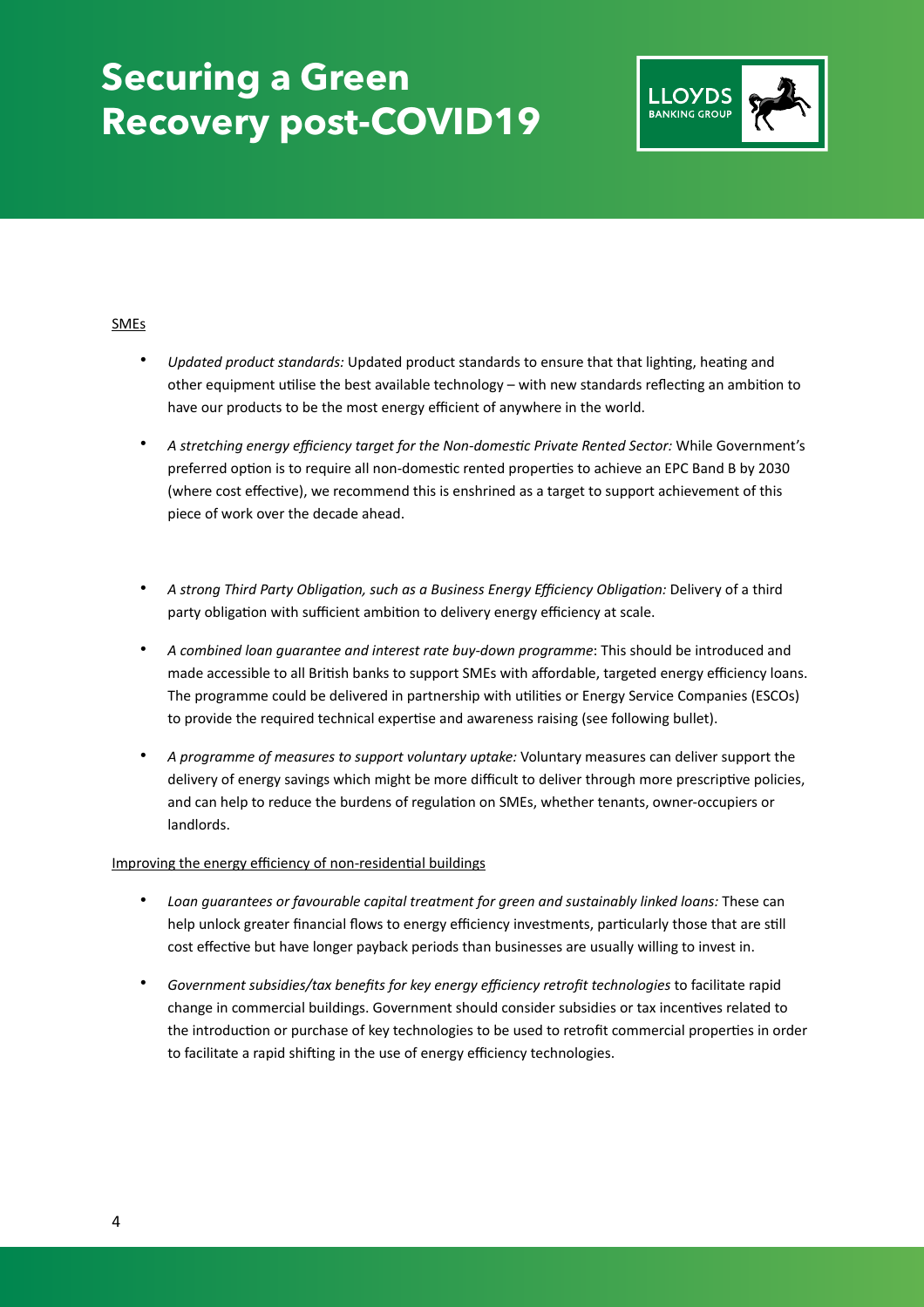SMEs

- *Updated product standards:* Updated product standards to ensure that that lighting, heating and other equipment utilise the best available technology – with new standards reflecting an ambition to have our products to be the most energy efficient of anywhere in the world.

- *A stretching energy efficiency target for the Non-domestic Private Rented Sector:* While Government's preferred option is to require all non-domestic rented properties to achieve an EPC Band B by 2030 (where cost effective), we recommend this is enshrined as a target to support achievement of this piece of work over the decade ahead.

- *A strong Third Party Obligation, such as a Business Energy Efficiency Obligation:* Delivery of a third party obligation with sufficient ambition to delivery energy efficiency at scale.

- *A combined loan guarantee and interest rate buy-down programme*: This should be introduced and made accessible to all British banks to support SMEs with affordable, targeted energy efficiency loans. The programme could be delivered in partnership with utilities or Energy Service Companies (ESCOs) to provide the required technical expertise and awareness raising (see following bullet).

- *A programme of measures to support voluntary uptake:* Voluntary measures can deliver support the delivery of energy savings which might be more difficult to deliver through more prescriptive policies, and can help to reduce the burdens of regulation on SMEs, whether tenants, owner-occupiers or landlords.

Improving the energy efficiency of non-residential buildings

- *Loan guarantees or favourable capital treatment for green and sustainably linked loans:* These can help unlock greater financial flows to energy efficiency investments, particularly those that are still cost effective but have longer payback periods than businesses are usually willing to invest in.

- *Government subsidies/tax benefits for key energy efficiency retrofit technologies* to facilitate rapid change in commercial buildings. Government should consider subsidies or tax incentives related to the introduction or purchase of key technologies to be used to retrofit commercial properties in order to facilitate a rapid shifting in the use of energy efficiency technologies.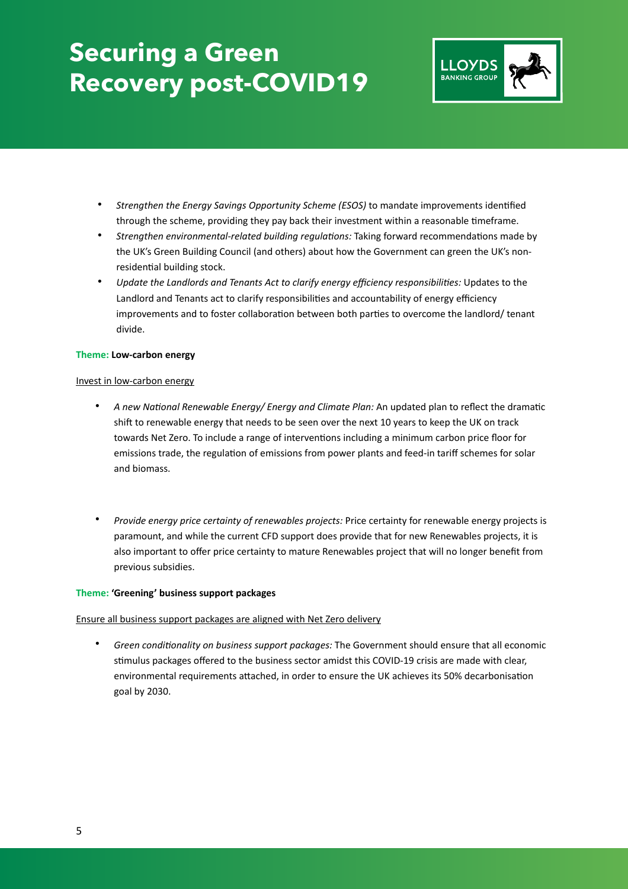- *Strengthen the Energy Savings Opportunity Scheme (ESOS)* to mandate improvements identified through the scheme, providing they pay back their investment within a reasonable timeframe.
- *Strengthen environmental-related building regulations:* Taking forward recommendations made by the UK's Green Building Council (and others) about how the Government can green the UK's non-residential building stock.
- *Update the Landlords and Tenants Act to clarify energy efficiency responsibilities:* Updates to the Landlord and Tenants act to clarify responsibilities and accountability of energy efficiency improvements and to foster collaboration between both parties to overcome the landlord/ tenant divide.

**Theme: Low-carbon energy**

Invest in low-carbon energy

- *A new National Renewable Energy/ Energy and Climate Plan:* An updated plan to reflect the dramatic shift to renewable energy that needs to be seen over the next 10 years to keep the UK on track towards Net Zero. To include a range of interventions including a minimum carbon price floor for emissions trade, the regulation of emissions from power plants and feed-in tariff schemes for solar and biomass.

- *Provide energy price certainty of renewables projects:* Price certainty for renewable energy projects is paramount, and while the current CFD support does provide that for new Renewables projects, it is also important to offer price certainty to mature Renewables project that will no longer benefit from previous subsidies.

**Theme: 'Greening' business support packages**

Ensure all business support packages are aligned with Net Zero delivery

- *Green conditionality on business support packages:* The Government should ensure that all economic stimulus packages offered to the business sector amidst this COVID-19 crisis are made with clear, environmental requirements attached, in order to ensure the UK achieves its 50% decarbonisation goal by 2030.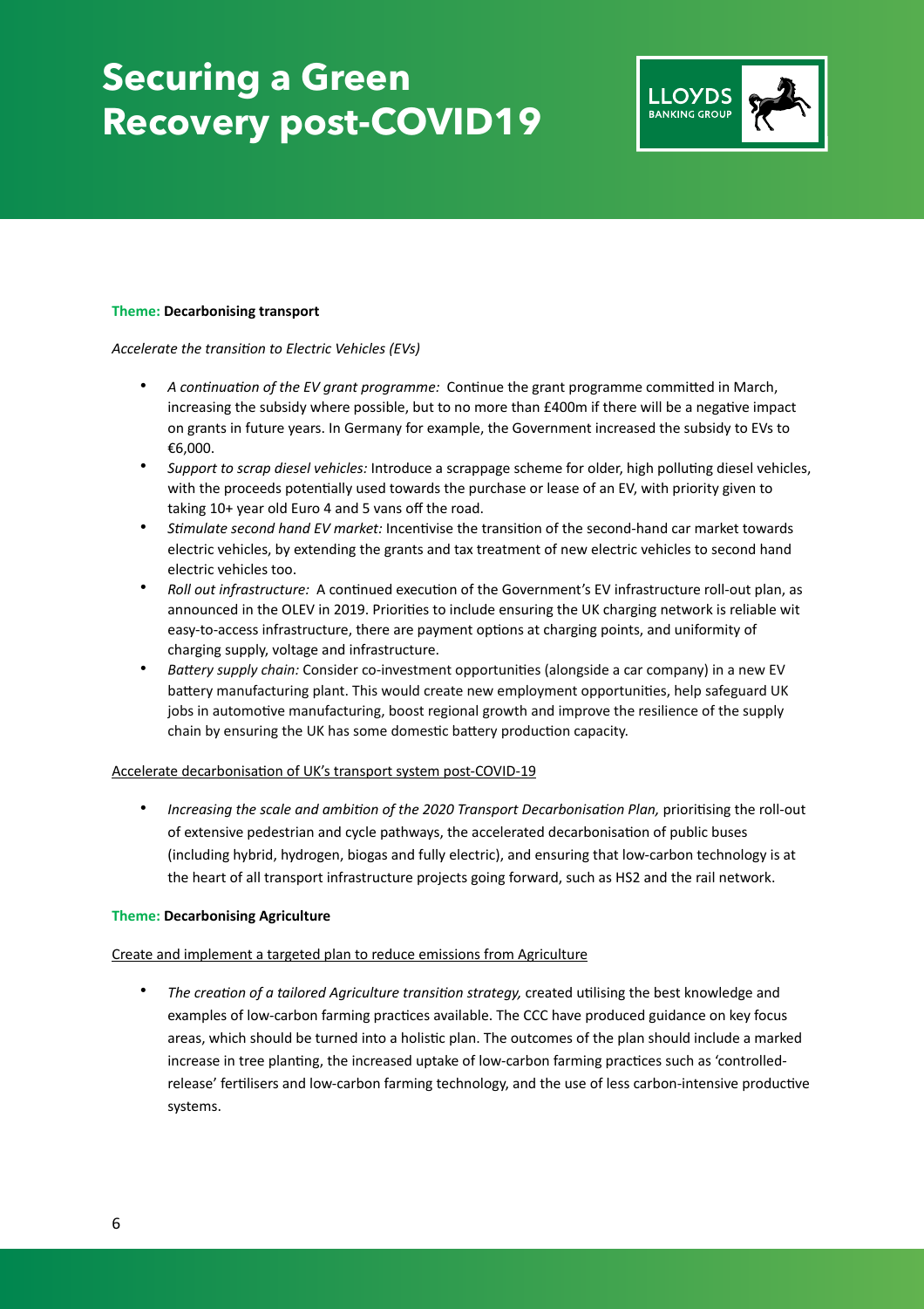**Theme: Decarbonising transport**

*Accelerate the transition to Electric Vehicles (EVs)*

- *A continuation of the EV grant programme:* Continue the grant programme committed in March, increasing the subsidy where possible, but to no more than £400m if there will be a negative impact on grants in future years. In Germany for example, the Government increased the subsidy to EVs to €6,000.
- *Support to scrap diesel vehicles:* Introduce a scrappage scheme for older, high polluting diesel vehicles, with the proceeds potentially used towards the purchase or lease of an EV, with priority given to taking 10+ year old Euro 4 and 5 vans off the road.
- *Stimulate second hand EV market:* Incentivise the transition of the second-hand car market towards electric vehicles, by extending the grants and tax treatment of new electric vehicles to second hand electric vehicles too.
- *Roll out infrastructure:* A continued execution of the Government's EV infrastructure roll-out plan, as announced in the OLEV in 2019. Priorities to include ensuring the UK charging network is reliable wit easy-to-access infrastructure, there are payment options at charging points, and uniformity of charging supply, voltage and infrastructure.
- *Battery supply chain:* Consider co-investment opportunities (alongside a car company) in a new EV battery manufacturing plant. This would create new employment opportunities, help safeguard UK jobs in automotive manufacturing, boost regional growth and improve the resilience of the supply chain by ensuring the UK has some domestic battery production capacity.

Accelerate decarbonisation of UK's transport system post-COVID-19

- *Increasing the scale and ambition of the 2020 Transport Decarbonisation Plan,* prioritising the roll-out of extensive pedestrian and cycle pathways, the accelerated decarbonisation of public buses (including hybrid, hydrogen, biogas and fully electric), and ensuring that low-carbon technology is at the heart of all transport infrastructure projects going forward, such as HS2 and the rail network.

**Theme: Decarbonising Agriculture**

Create and implement a targeted plan to reduce emissions from Agriculture

- *The creation of a tailored Agriculture transition strategy,* created utilising the best knowledge and examples of low-carbon farming practices available. The CCC have produced guidance on key focus areas, which should be turned into a holistic plan. The outcomes of the plan should include a marked increase in tree planting, the increased uptake of low-carbon farming practices such as 'controlled-release' fertilisers and low-carbon farming technology, and the use of less carbon-intensive productive systems.